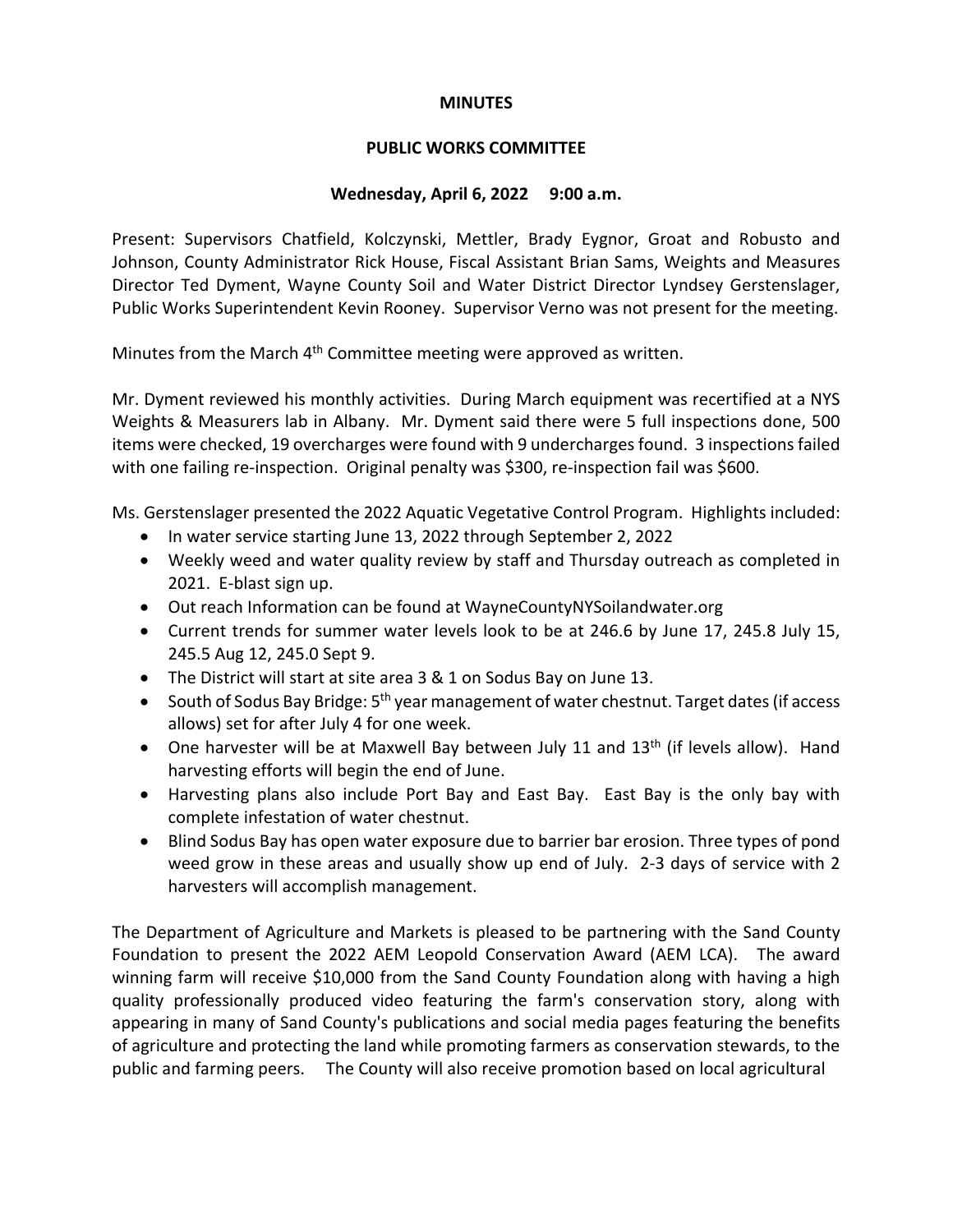**MINUTES**

**PUBLIC WORKS COMMITTEE**

**Wednesday, April 6, 2022 9:00 a.m.**

Present: Supervisors Chatfield, Kolczynski, Mettler, Brady Eygnor, Groat and Robusto and Johnson, County Administrator Rick House, Fiscal Assistant Brian Sams, Weights and Measures Director Ted Dyment, Wayne County Soil and Water District Director Lyndsey Gerstenslager, Public Works Superintendent Kevin Rooney. Supervisor Verno was not present for the meeting.

Minutes from the March 4th Committee meeting were approved as written.

Mr. Dyment reviewed his monthly activities. During March equipment was recertified at a NYS Weights & Measurers lab in Albany. Mr. Dyment said there were 5 full inspections done, 500 items were checked, 19 overcharges were found with 9 undercharges found. 3 inspections failed with one failing re-inspection. Original penalty was $300, re-inspection fail was $600.

Ms. Gerstenslager presented the 2022 Aquatic Vegetative Control Program. Highlights included:

- In water service starting June 13, 2022 through September 2, 2022
- Weekly weed and water quality review by staff and Thursday outreach as completed in 2021. E-blast sign up.
- Out reach Information can be found at WayneCountyNYSoilandwater.org
- Current trends for summer water levels look to be at 246.6 by June 17, 245.8 July 15, 245.5 Aug 12, 245.0 Sept 9.
- The District will start at site area 3 & 1 on Sodus Bay on June 13.
- South of Sodus Bay Bridge: 5th year management of water chestnut. Target dates (if access allows) set for after July 4 for one week.
- One harvester will be at Maxwell Bay between July 11 and 13th (if levels allow). Hand harvesting efforts will begin the end of June.
- Harvesting plans also include Port Bay and East Bay. East Bay is the only bay with complete infestation of water chestnut.
- Blind Sodus Bay has open water exposure due to barrier bar erosion. Three types of pond weed grow in these areas and usually show up end of July. 2-3 days of service with 2 harvesters will accomplish management.

The Department of Agriculture and Markets is pleased to be partnering with the Sand County Foundation to present the 2022 AEM Leopold Conservation Award (AEM LCA). The award winning farm will receive $10,000 from the Sand County Foundation along with having a high quality professionally produced video featuring the farm's conservation story, along with appearing in many of Sand County's publications and social media pages featuring the benefits of agriculture and protecting the land while promoting farmers as conservation stewards, to the public and farming peers. The County will also receive promotion based on local agricultural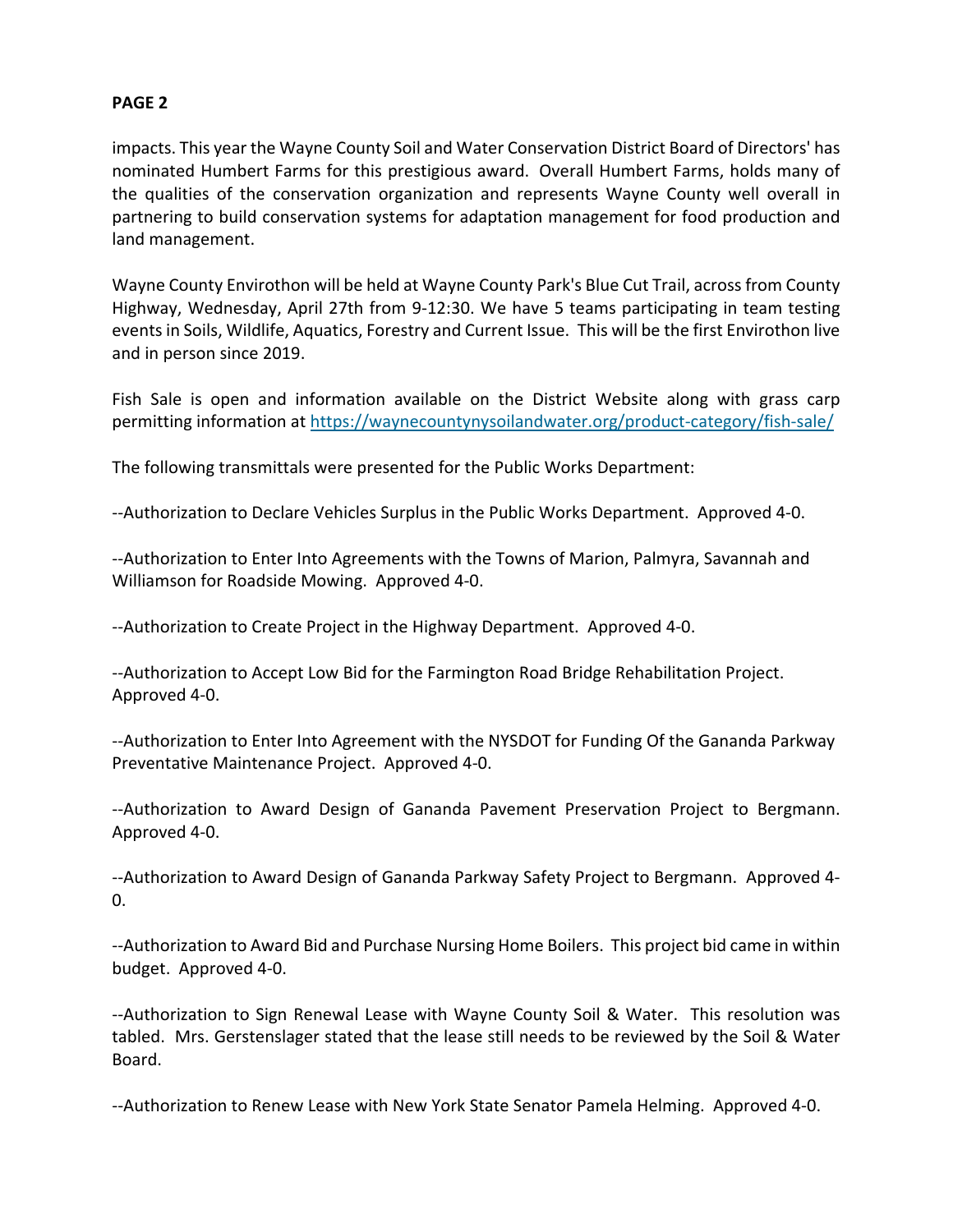impacts. This year the Wayne County Soil and Water Conservation District Board of Directors' has nominated Humbert Farms for this prestigious award. Overall Humbert Farms, holds many of the qualities of the conservation organization and represents Wayne County well overall in partnering to build conservation systems for adaptation management for food production and land management.

Wayne County Envirothon will be held at Wayne County Park's Blue Cut Trail, across from County Highway, Wednesday, April 27th from 9-12:30. We have 5 teams participating in team testing events in Soils, Wildlife, Aquatics, Forestry and Current Issue. This will be the first Envirothon live and in person since 2019.

Fish Sale is open and information available on the District Website along with grass carp permitting information at https://waynecountynysoilandwater.org/product-category/fish-sale/

The following transmittals were presented for the Public Works Department:

--Authorization to Declare Vehicles Surplus in the Public Works Department. Approved 4-0.

--Authorization to Enter Into Agreements with the Towns of Marion, Palmyra, Savannah and Williamson for Roadside Mowing. Approved 4-0.

--Authorization to Create Project in the Highway Department. Approved 4-0.

--Authorization to Accept Low Bid for the Farmington Road Bridge Rehabilitation Project. Approved 4-0.

--Authorization to Enter Into Agreement with the NYSDOT for Funding Of the Gananda Parkway Preventative Maintenance Project. Approved 4-0.

--Authorization to Award Design of Gananda Pavement Preservation Project to Bergmann. Approved 4-0.

--Authorization to Award Design of Gananda Parkway Safety Project to Bergmann. Approved 4-0.

--Authorization to Award Bid and Purchase Nursing Home Boilers. This project bid came in within budget. Approved 4-0.

--Authorization to Sign Renewal Lease with Wayne County Soil & Water. This resolution was tabled. Mrs. Gerstenslager stated that the lease still needs to be reviewed by the Soil & Water Board.

--Authorization to Renew Lease with New York State Senator Pamela Helming. Approved 4-0.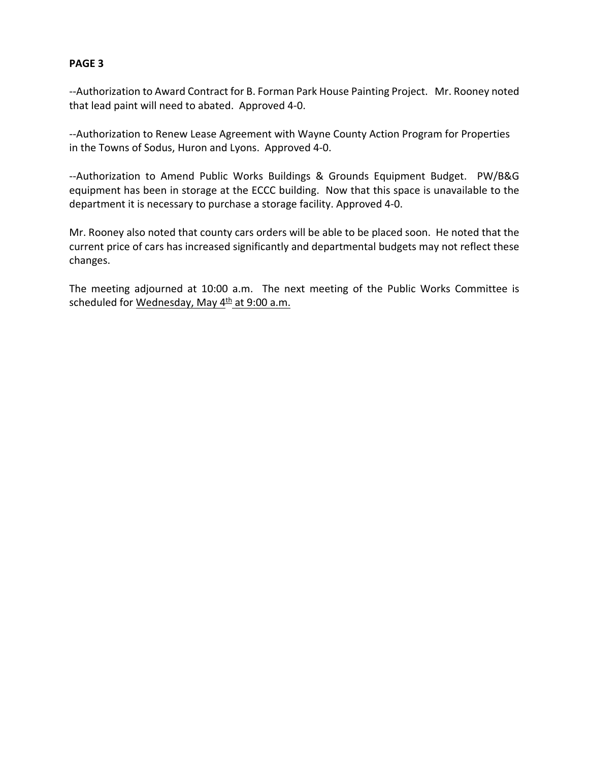**PAGE 3**

--Authorization to Award Contract for B. Forman Park House Painting Project. Mr. Rooney noted that lead paint will need to abated. Approved 4-0.

--Authorization to Renew Lease Agreement with Wayne County Action Program for Properties in the Towns of Sodus, Huron and Lyons. Approved 4-0.

--Authorization to Amend Public Works Buildings & Grounds Equipment Budget. PW/B&G equipment has been in storage at the ECCC building. Now that this space is unavailable to the department it is necessary to purchase a storage facility. Approved 4-0.

Mr. Rooney also noted that county cars orders will be able to be placed soon. He noted that the current price of cars has increased significantly and departmental budgets may not reflect these changes.

The meeting adjourned at 10:00 a.m. The next meeting of the Public Works Committee is scheduled for Wednesday, May 4th at 9:00 a.m.